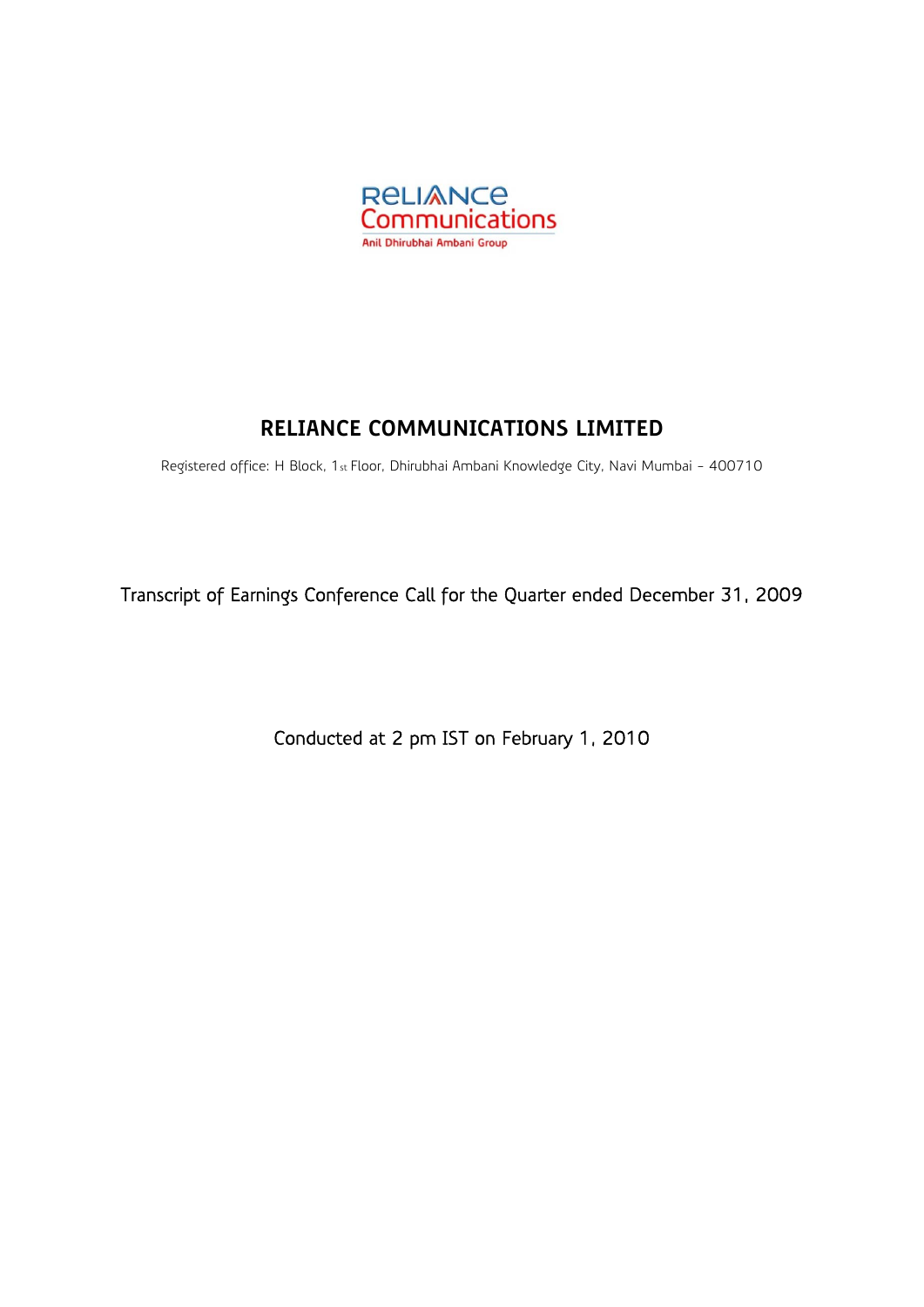RELIANCE Communications

Anil Dhirubhai Ambani Group

# RELIANCE COMMUNICATIONS LIMITED

Registered office: H Block, 1st Floor, Dhirubhai Ambani Knowledge City, Navi Mumbai - 400710

Transcript of Earnings Conference Call for the Quarter ended December 31, 2009

Conducted at 2 pm IST on February 1, 2010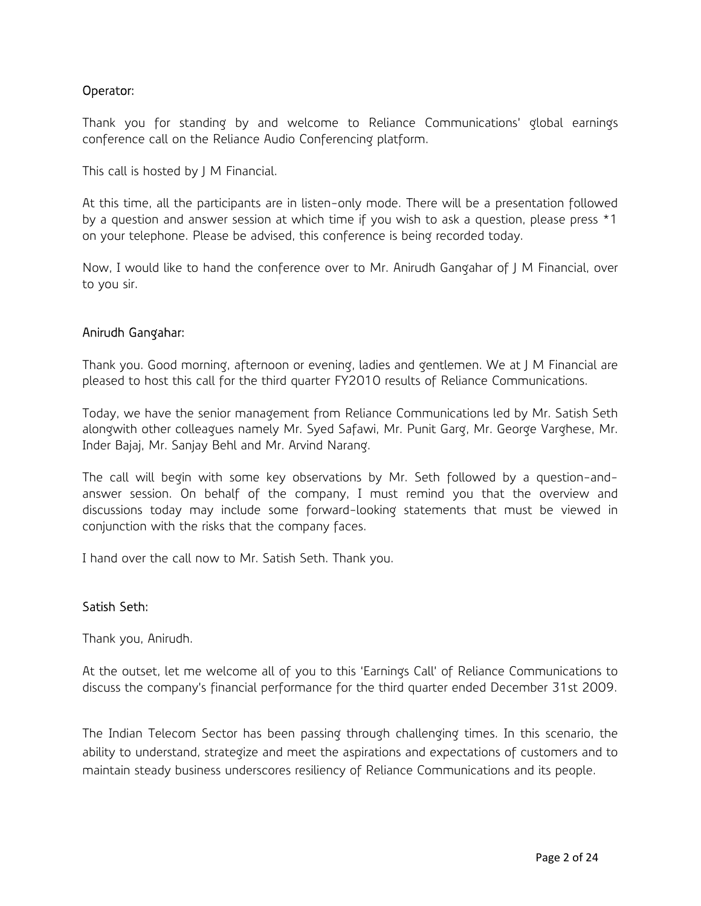**Operator:**

Thank you for standing by and welcome to Reliance Communications' global earnings conference call on the Reliance Audio Conferencing platform.

This call is hosted by J M Financial.

At this time, all the participants are in listen-only mode. There will be a presentation followed by a question and answer session at which time if you wish to ask a question, please press *1 on your telephone. Please be advised, this conference is being recorded today.

Now, I would like to hand the conference over to Mr. Anirudh Gangahar of J M Financial, over to you sir.

**Anirudh Gangahar:**

Thank you. Good morning, afternoon or evening, ladies and gentlemen. We at J M Financial are pleased to host this call for the third quarter FY2010 results of Reliance Communications.

Today, we have the senior management from Reliance Communications led by Mr. Satish Seth alongwith other colleagues namely Mr. Syed Safawi, Mr. Punit Garg, Mr. George Varghese, Mr. Inder Bajaj, Mr. Sanjay Behl and Mr. Arvind Narang.

The call will begin with some key observations by Mr. Seth followed by a question-and-answer session. On behalf of the company, I must remind you that the overview and discussions today may include some forward-looking statements that must be viewed in conjunction with the risks that the company faces.

I hand over the call now to Mr. Satish Seth. Thank you.

**Satish Seth:**

Thank you, Anirudh.

At the outset, let me welcome all of you to this 'Earnings Call' of Reliance Communications to discuss the company's financial performance for the third quarter ended December 31st 2009.

The Indian Telecom Sector has been passing through challenging times. In this scenario, the ability to understand, strategize and meet the aspirations and expectations of customers and to maintain steady business underscores resiliency of Reliance Communications and its people.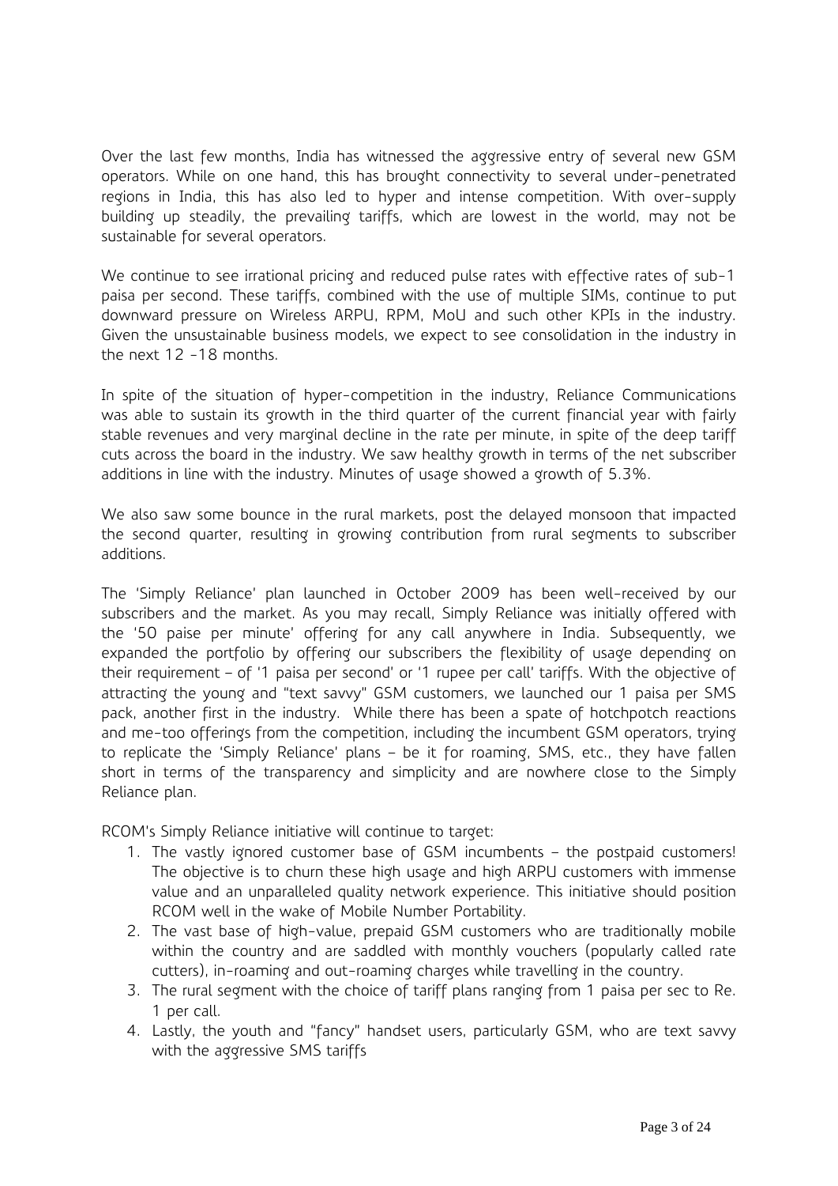Over the last few months, India has witnessed the aggressive entry of several new GSM operators. While on one hand, this has brought connectivity to several under-penetrated regions in India, this has also led to hyper and intense competition. With over-supply building up steadily, the prevailing tariffs, which are lowest in the world, may not be sustainable for several operators.

We continue to see irrational pricing and reduced pulse rates with effective rates of sub-1 paisa per second. These tariffs, combined with the use of multiple SIMs, continue to put downward pressure on Wireless ARPU, RPM, MoU and such other KPIs in the industry. Given the unsustainable business models, we expect to see consolidation in the industry in the next 12 -18 months.

In spite of the situation of hyper-competition in the industry, Reliance Communications was able to sustain its growth in the third quarter of the current financial year with fairly stable revenues and very marginal decline in the rate per minute, in spite of the deep tariff cuts across the board in the industry. We saw healthy growth in terms of the net subscriber additions in line with the industry. Minutes of usage showed a growth of 5.3%.

We also saw some bounce in the rural markets, post the delayed monsoon that impacted the second quarter, resulting in growing contribution from rural segments to subscriber additions.

The 'Simply Reliance' plan launched in October 2009 has been well-received by our subscribers and the market. As you may recall, Simply Reliance was initially offered with the '50 paise per minute' offering for any call anywhere in India. Subsequently, we expanded the portfolio by offering our subscribers the flexibility of usage depending on their requirement – of '1 paisa per second' or '1 rupee per call' tariffs. With the objective of attracting the young and "text savvy" GSM customers, we launched our 1 paisa per SMS pack, another first in the industry. While there has been a spate of hotchpotch reactions and me-too offerings from the competition, including the incumbent GSM operators, trying to replicate the 'Simply Reliance' plans – be it for roaming, SMS, etc., they have fallen short in terms of the transparency and simplicity and are nowhere close to the Simply Reliance plan.

RCOM's Simply Reliance initiative will continue to target:

1. The vastly ignored customer base of GSM incumbents – the postpaid customers! The objective is to churn these high usage and high ARPU customers with immense value and an unparalleled quality network experience. This initiative should position RCOM well in the wake of Mobile Number Portability.
2. The vast base of high-value, prepaid GSM customers who are traditionally mobile within the country and are saddled with monthly vouchers (popularly called rate cutters), in-roaming and out-roaming charges while travelling in the country.
3. The rural segment with the choice of tariff plans ranging from 1 paisa per sec to Re. 1 per call.
4. Lastly, the youth and "fancy" handset users, particularly GSM, who are text savvy with the aggressive SMS tariffs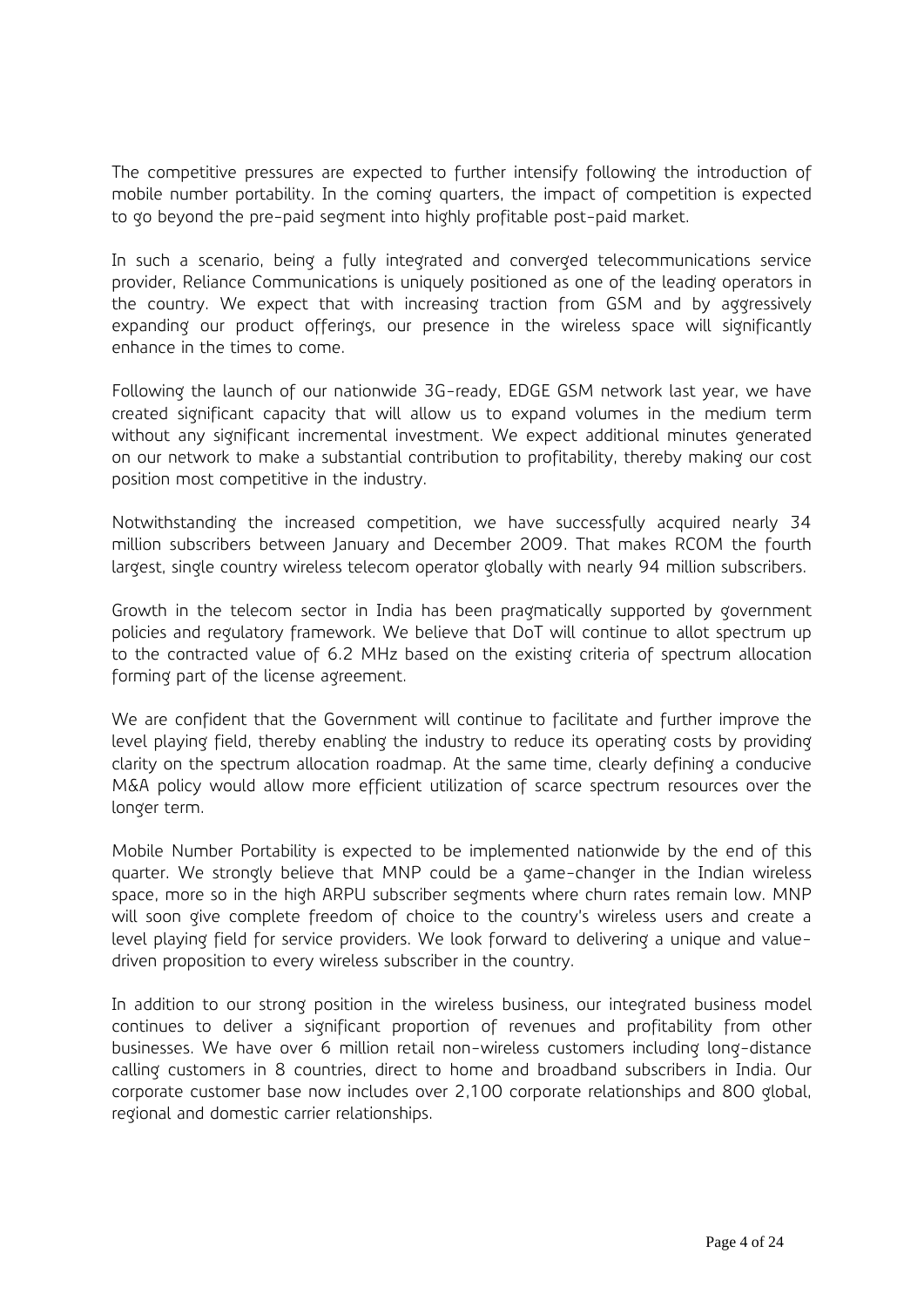The competitive pressures are expected to further intensify following the introduction of mobile number portability. In the coming quarters, the impact of competition is expected to go beyond the pre-paid segment into highly profitable post-paid market.

In such a scenario, being a fully integrated and converged telecommunications service provider, Reliance Communications is uniquely positioned as one of the leading operators in the country. We expect that with increasing traction from GSM and by aggressively expanding our product offerings, our presence in the wireless space will significantly enhance in the times to come.

Following the launch of our nationwide 3G-ready, EDGE GSM network last year, we have created significant capacity that will allow us to expand volumes in the medium term without any significant incremental investment. We expect additional minutes generated on our network to make a substantial contribution to profitability, thereby making our cost position most competitive in the industry.

Notwithstanding the increased competition, we have successfully acquired nearly 34 million subscribers between January and December 2009. That makes RCOM the fourth largest, single country wireless telecom operator globally with nearly 94 million subscribers.

Growth in the telecom sector in India has been pragmatically supported by government policies and regulatory framework. We believe that DoT will continue to allot spectrum up to the contracted value of 6.2 MHz based on the existing criteria of spectrum allocation forming part of the license agreement.

We are confident that the Government will continue to facilitate and further improve the level playing field, thereby enabling the industry to reduce its operating costs by providing clarity on the spectrum allocation roadmap. At the same time, clearly defining a conducive M&A policy would allow more efficient utilization of scarce spectrum resources over the longer term.

Mobile Number Portability is expected to be implemented nationwide by the end of this quarter. We strongly believe that MNP could be a game-changer in the Indian wireless space, more so in the high ARPU subscriber segments where churn rates remain low. MNP will soon give complete freedom of choice to the country's wireless users and create a level playing field for service providers. We look forward to delivering a unique and value-driven proposition to every wireless subscriber in the country.

In addition to our strong position in the wireless business, our integrated business model continues to deliver a significant proportion of revenues and profitability from other businesses. We have over 6 million retail non-wireless customers including long-distance calling customers in 8 countries, direct to home and broadband subscribers in India. Our corporate customer base now includes over 2,100 corporate relationships and 800 global, regional and domestic carrier relationships.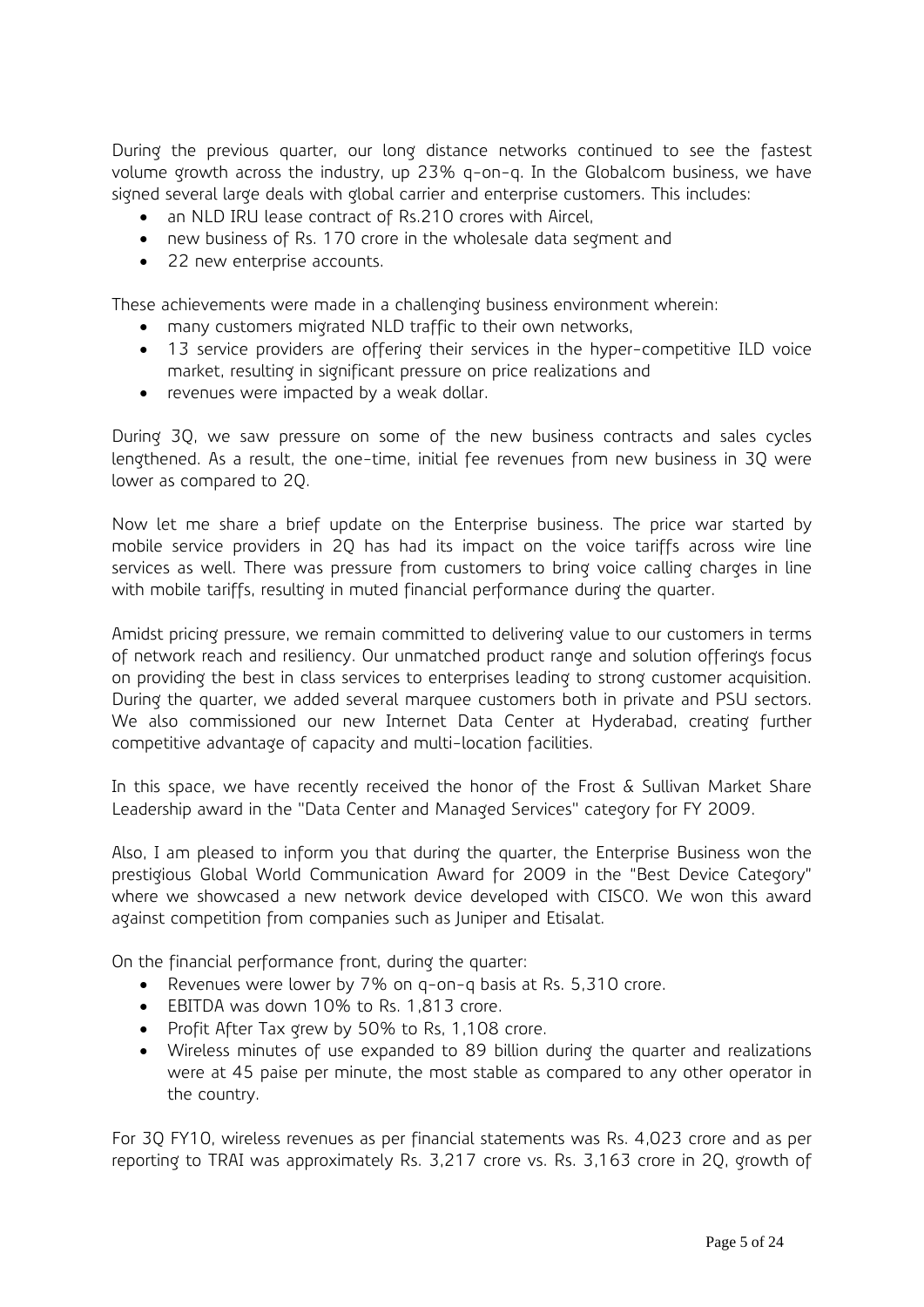During the previous quarter, our long distance networks continued to see the fastest volume growth across the industry, up 23% q-on-q. In the Globalcom business, we have signed several large deals with global carrier and enterprise customers. This includes:

- an NLD IRU lease contract of Rs.210 crores with Aircel,
- new business of Rs. 170 crore in the wholesale data segment and
- 22 new enterprise accounts.

These achievements were made in a challenging business environment wherein:

- many customers migrated NLD traffic to their own networks,
- 13 service providers are offering their services in the hyper-competitive ILD voice market, resulting in significant pressure on price realizations and
- revenues were impacted by a weak dollar.

During 3Q, we saw pressure on some of the new business contracts and sales cycles lengthened. As a result, the one-time, initial fee revenues from new business in 3Q were lower as compared to 2Q.

Now let me share a brief update on the Enterprise business. The price war started by mobile service providers in 2Q has had its impact on the voice tariffs across wire line services as well. There was pressure from customers to bring voice calling charges in line with mobile tariffs, resulting in muted financial performance during the quarter.

Amidst pricing pressure, we remain committed to delivering value to our customers in terms of network reach and resiliency. Our unmatched product range and solution offerings focus on providing the best in class services to enterprises leading to strong customer acquisition. During the quarter, we added several marquee customers both in private and PSU sectors. We also commissioned our new Internet Data Center at Hyderabad, creating further competitive advantage of capacity and multi-location facilities.

In this space, we have recently received the honor of the Frost & Sullivan Market Share Leadership award in the "Data Center and Managed Services" category for FY 2009.

Also, I am pleased to inform you that during the quarter, the Enterprise Business won the prestigious Global World Communication Award for 2009 in the "Best Device Category" where we showcased a new network device developed with CISCO. We won this award against competition from companies such as Juniper and Etisalat.

On the financial performance front, during the quarter:

- Revenues were lower by 7% on q-on-q basis at Rs. 5,310 crore.
- EBITDA was down 10% to Rs. 1,813 crore.
- Profit After Tax grew by 50% to Rs, 1,108 crore.
- Wireless minutes of use expanded to 89 billion during the quarter and realizations were at 45 paise per minute, the most stable as compared to any other operator in the country.

For 3Q FY10, wireless revenues as per financial statements was Rs. 4,023 crore and as per reporting to TRAI was approximately Rs. 3,217 crore vs. Rs. 3,163 crore in 2Q, growth of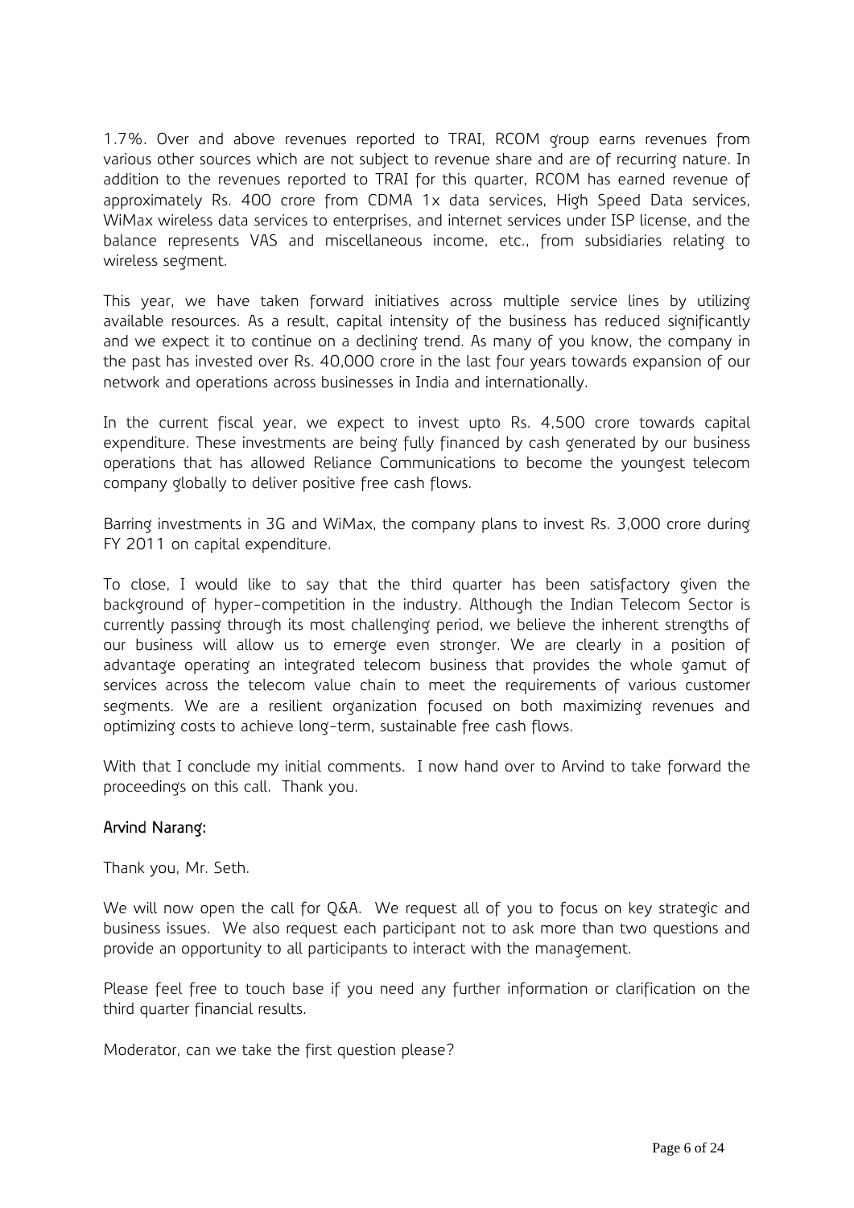1.7%. Over and above revenues reported to TRAI, RCOM group earns revenues from various other sources which are not subject to revenue share and are of recurring nature. In addition to the revenues reported to TRAI for this quarter, RCOM has earned revenue of approximately Rs. 400 crore from CDMA 1x data services, High Speed Data services, WiMax wireless data services to enterprises, and internet services under ISP license, and the balance represents VAS and miscellaneous income, etc., from subsidiaries relating to wireless segment.

This year, we have taken forward initiatives across multiple service lines by utilizing available resources. As a result, capital intensity of the business has reduced significantly and we expect it to continue on a declining trend. As many of you know, the company in the past has invested over Rs. 40,000 crore in the last four years towards expansion of our network and operations across businesses in India and internationally.

In the current fiscal year, we expect to invest upto Rs. 4,500 crore towards capital expenditure. These investments are being fully financed by cash generated by our business operations that has allowed Reliance Communications to become the youngest telecom company globally to deliver positive free cash flows.

Barring investments in 3G and WiMax, the company plans to invest Rs. 3,000 crore during FY 2011 on capital expenditure.

To close, I would like to say that the third quarter has been satisfactory given the background of hyper-competition in the industry. Although the Indian Telecom Sector is currently passing through its most challenging period, we believe the inherent strengths of our business will allow us to emerge even stronger. We are clearly in a position of advantage operating an integrated telecom business that provides the whole gamut of services across the telecom value chain to meet the requirements of various customer segments. We are a resilient organization focused on both maximizing revenues and optimizing costs to achieve long-term, sustainable free cash flows.

With that I conclude my initial comments. I now hand over to Arvind to take forward the proceedings on this call. Thank you.

**Arvind Narang:**

Thank you, Mr. Seth.

We will now open the call for Q&A. We request all of you to focus on key strategic and business issues. We also request each participant not to ask more than two questions and provide an opportunity to all participants to interact with the management.

Please feel free to touch base if you need any further information or clarification on the third quarter financial results.

Moderator, can we take the first question please?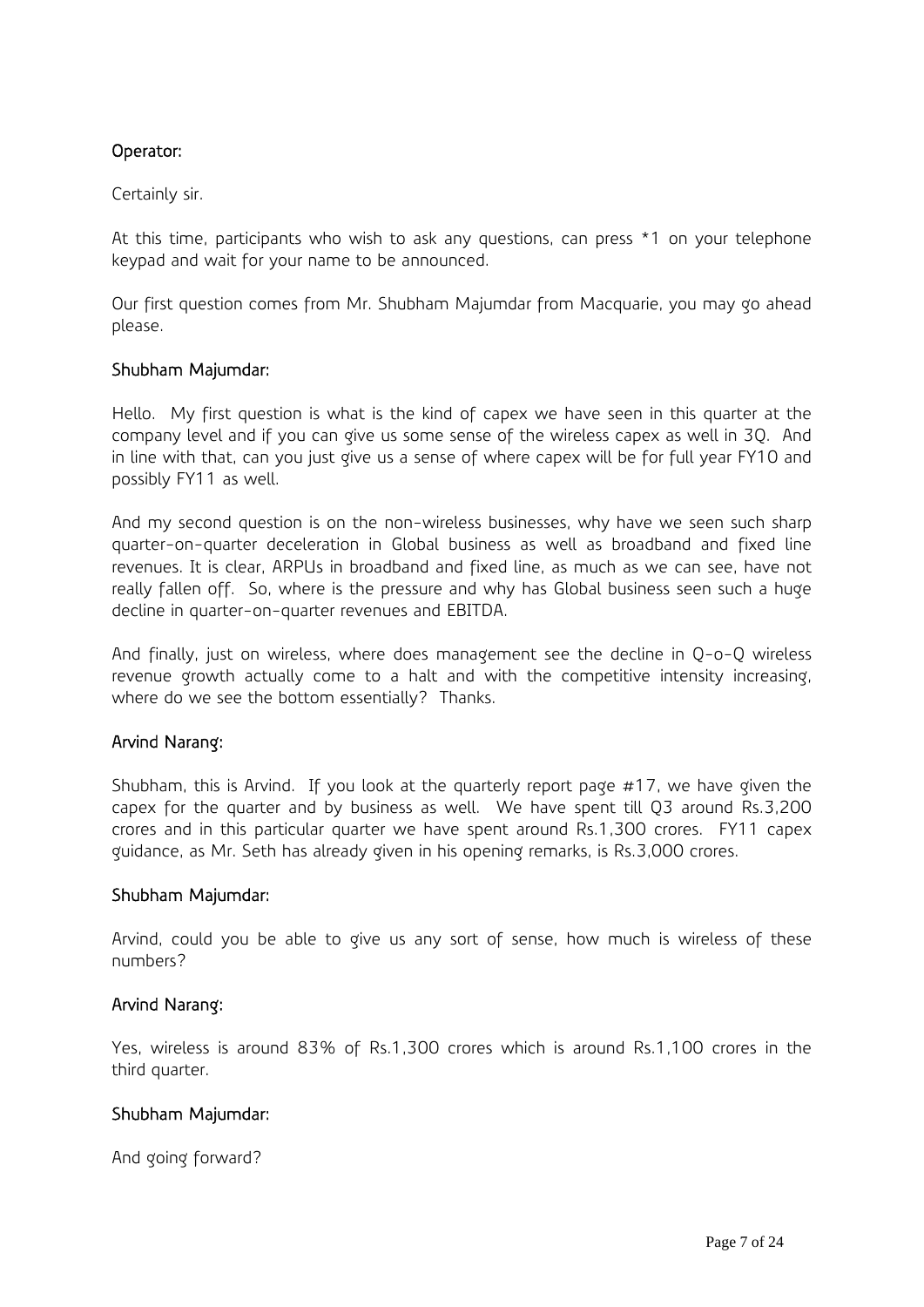**Operator:**

Certainly sir.

At this time, participants who wish to ask any questions, can press *1 on your telephone keypad and wait for your name to be announced.

Our first question comes from Mr. Shubham Majumdar from Macquarie, you may go ahead please.

**Shubham Majumdar:**

Hello. My first question is what is the kind of capex we have seen in this quarter at the company level and if you can give us some sense of the wireless capex as well in 3Q. And in line with that, can you just give us a sense of where capex will be for full year FY10 and possibly FY11 as well.

And my second question is on the non-wireless businesses, why have we seen such sharp quarter-on-quarter deceleration in Global business as well as broadband and fixed line revenues. It is clear, ARPUs in broadband and fixed line, as much as we can see, have not really fallen off. So, where is the pressure and why has Global business seen such a huge decline in quarter-on-quarter revenues and EBITDA.

And finally, just on wireless, where does management see the decline in Q-o-Q wireless revenue growth actually come to a halt and with the competitive intensity increasing, where do we see the bottom essentially? Thanks.

**Arvind Narang:**

Shubham, this is Arvind. If you look at the quarterly report page #17, we have given the capex for the quarter and by business as well. We have spent till Q3 around Rs.3,200 crores and in this particular quarter we have spent around Rs.1,300 crores. FY11 capex guidance, as Mr. Seth has already given in his opening remarks, is Rs.3,000 crores.

**Shubham Majumdar:**

Arvind, could you be able to give us any sort of sense, how much is wireless of these numbers?

**Arvind Narang:**

Yes, wireless is around 83% of Rs.1,300 crores which is around Rs.1,100 crores in the third quarter.

**Shubham Majumdar:**

And going forward?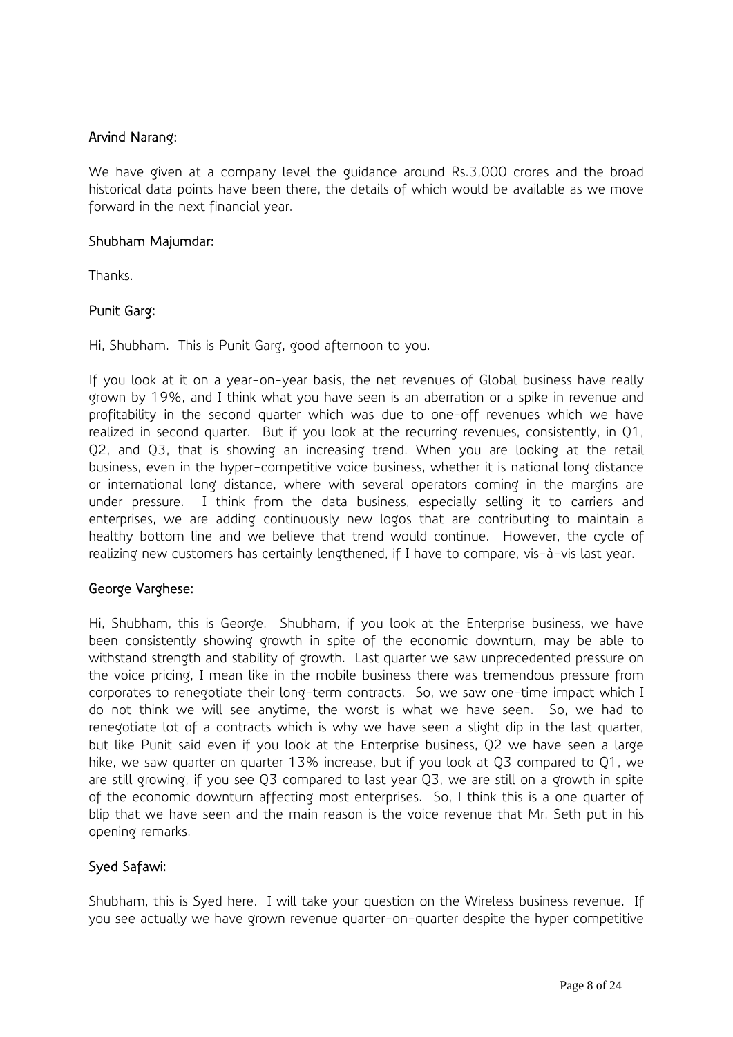**Arvind Narang:**

We have given at a company level the guidance around Rs.3,000 crores and the broad historical data points have been there, the details of which would be available as we move forward in the next financial year.

**Shubham Majumdar:**

Thanks.

**Punit Garg:**

Hi, Shubham. This is Punit Garg, good afternoon to you.

If you look at it on a year-on-year basis, the net revenues of Global business have really grown by 19%, and I think what you have seen is an aberration or a spike in revenue and profitability in the second quarter which was due to one-off revenues which we have realized in second quarter. But if you look at the recurring revenues, consistently, in Q1, Q2, and Q3, that is showing an increasing trend. When you are looking at the retail business, even in the hyper-competitive voice business, whether it is national long distance or international long distance, where with several operators coming in the margins are under pressure. I think from the data business, especially selling it to carriers and enterprises, we are adding continuously new logos that are contributing to maintain a healthy bottom line and we believe that trend would continue. However, the cycle of realizing new customers has certainly lengthened, if I have to compare, vis-à-vis last year.

**George Varghese:**

Hi, Shubham, this is George. Shubham, if you look at the Enterprise business, we have been consistently showing growth in spite of the economic downturn, may be able to withstand strength and stability of growth. Last quarter we saw unprecedented pressure on the voice pricing, I mean like in the mobile business there was tremendous pressure from corporates to renegotiate their long-term contracts. So, we saw one-time impact which I do not think we will see anytime, the worst is what we have seen. So, we had to renegotiate lot of a contracts which is why we have seen a slight dip in the last quarter, but like Punit said even if you look at the Enterprise business, Q2 we have seen a large hike, we saw quarter on quarter 13% increase, but if you look at Q3 compared to Q1, we are still growing, if you see Q3 compared to last year Q3, we are still on a growth in spite of the economic downturn affecting most enterprises. So, I think this is a one quarter of blip that we have seen and the main reason is the voice revenue that Mr. Seth put in his opening remarks.

**Syed Safawi:**

Shubham, this is Syed here. I will take your question on the Wireless business revenue. If you see actually we have grown revenue quarter-on-quarter despite the hyper competitive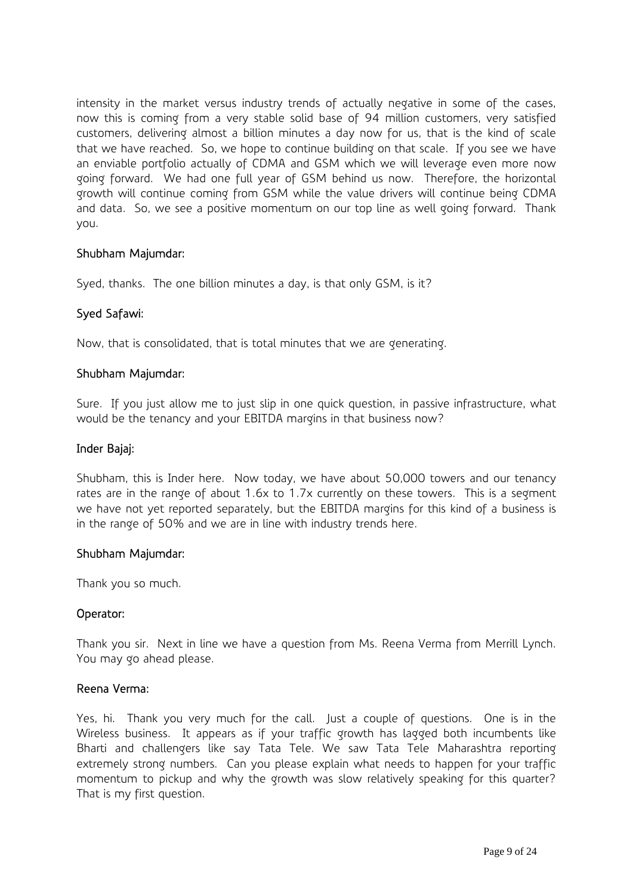intensity in the market versus industry trends of actually negative in some of the cases, now this is coming from a very stable solid base of 94 million customers, very satisfied customers, delivering almost a billion minutes a day now for us, that is the kind of scale that we have reached. So, we hope to continue building on that scale. If you see we have an enviable portfolio actually of CDMA and GSM which we will leverage even more now going forward. We had one full year of GSM behind us now. Therefore, the horizontal growth will continue coming from GSM while the value drivers will continue being CDMA and data. So, we see a positive momentum on our top line as well going forward. Thank you.

**Shubham Majumdar:**

Syed, thanks. The one billion minutes a day, is that only GSM, is it?

**Syed Safawi:**

Now, that is consolidated, that is total minutes that we are generating.

**Shubham Majumdar:**

Sure. If you just allow me to just slip in one quick question, in passive infrastructure, what would be the tenancy and your EBITDA margins in that business now?

**Inder Bajaj:**

Shubham, this is Inder here. Now today, we have about 50,000 towers and our tenancy rates are in the range of about 1.6x to 1.7x currently on these towers. This is a segment we have not yet reported separately, but the EBITDA margins for this kind of a business is in the range of 50% and we are in line with industry trends here.

**Shubham Majumdar:**

Thank you so much.

**Operator:**

Thank you sir. Next in line we have a question from Ms. Reena Verma from Merrill Lynch. You may go ahead please.

**Reena Verma:**

Yes, hi. Thank you very much for the call. Just a couple of questions. One is in the Wireless business. It appears as if your traffic growth has lagged both incumbents like Bharti and challengers like say Tata Tele. We saw Tata Tele Maharashtra reporting extremely strong numbers. Can you please explain what needs to happen for your traffic momentum to pickup and why the growth was slow relatively speaking for this quarter? That is my first question.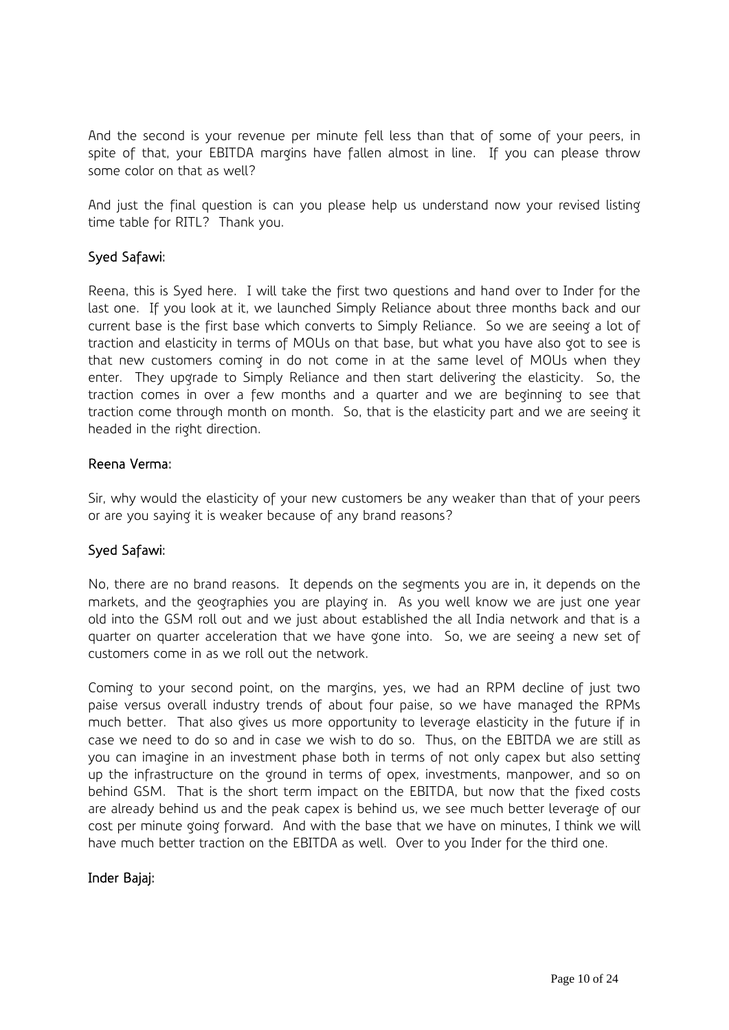And the second is your revenue per minute fell less than that of some of your peers, in spite of that, your EBITDA margins have fallen almost in line. If you can please throw some color on that as well?

And just the final question is can you please help us understand now your revised listing time table for RITL? Thank you.

**Syed Safawi:**

Reena, this is Syed here. I will take the first two questions and hand over to Inder for the last one. If you look at it, we launched Simply Reliance about three months back and our current base is the first base which converts to Simply Reliance. So we are seeing a lot of traction and elasticity in terms of MOUs on that base, but what you have also got to see is that new customers coming in do not come in at the same level of MOUs when they enter. They upgrade to Simply Reliance and then start delivering the elasticity. So, the traction comes in over a few months and a quarter and we are beginning to see that traction come through month on month. So, that is the elasticity part and we are seeing it headed in the right direction.

**Reena Verma:**

Sir, why would the elasticity of your new customers be any weaker than that of your peers or are you saying it is weaker because of any brand reasons?

**Syed Safawi:**

No, there are no brand reasons. It depends on the segments you are in, it depends on the markets, and the geographies you are playing in. As you well know we are just one year old into the GSM roll out and we just about established the all India network and that is a quarter on quarter acceleration that we have gone into. So, we are seeing a new set of customers come in as we roll out the network.

Coming to your second point, on the margins, yes, we had an RPM decline of just two paise versus overall industry trends of about four paise, so we have managed the RPMs much better. That also gives us more opportunity to leverage elasticity in the future if in case we need to do so and in case we wish to do so. Thus, on the EBITDA we are still as you can imagine in an investment phase both in terms of not only capex but also setting up the infrastructure on the ground in terms of opex, investments, manpower, and so on behind GSM. That is the short term impact on the EBITDA, but now that the fixed costs are already behind us and the peak capex is behind us, we see much better leverage of our cost per minute going forward. And with the base that we have on minutes, I think we will have much better traction on the EBITDA as well. Over to you Inder for the third one.

**Inder Bajaj:**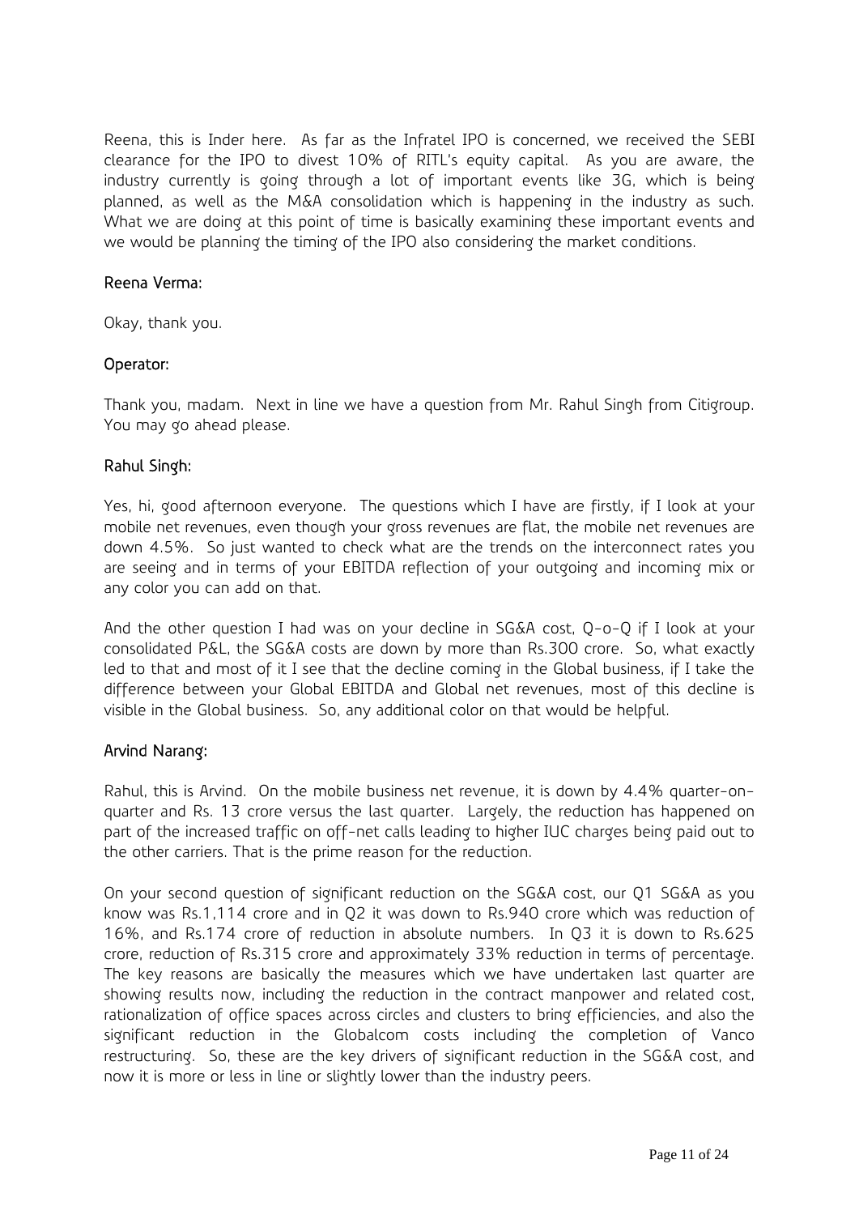Reena, this is Inder here. As far as the Infratel IPO is concerned, we received the SEBI clearance for the IPO to divest 10% of RITL's equity capital. As you are aware, the industry currently is going through a lot of important events like 3G, which is being planned, as well as the M&A consolidation which is happening in the industry as such. What we are doing at this point of time is basically examining these important events and we would be planning the timing of the IPO also considering the market conditions.

**Reena Verma:**

Okay, thank you.

**Operator:**

Thank you, madam. Next in line we have a question from Mr. Rahul Singh from Citigroup. You may go ahead please.

**Rahul Singh:**

Yes, hi, good afternoon everyone. The questions which I have are firstly, if I look at your mobile net revenues, even though your gross revenues are flat, the mobile net revenues are down 4.5%. So just wanted to check what are the trends on the interconnect rates you are seeing and in terms of your EBITDA reflection of your outgoing and incoming mix or any color you can add on that.

And the other question I had was on your decline in SG&A cost, Q-o-Q if I look at your consolidated P&L, the SG&A costs are down by more than Rs.300 crore. So, what exactly led to that and most of it I see that the decline coming in the Global business, if I take the difference between your Global EBITDA and Global net revenues, most of this decline is visible in the Global business. So, any additional color on that would be helpful.

**Arvind Narang:**

Rahul, this is Arvind. On the mobile business net revenue, it is down by 4.4% quarter-on-quarter and Rs. 13 crore versus the last quarter. Largely, the reduction has happened on part of the increased traffic on off-net calls leading to higher IUC charges being paid out to the other carriers. That is the prime reason for the reduction.

On your second question of significant reduction on the SG&A cost, our Q1 SG&A as you know was Rs.1,114 crore and in Q2 it was down to Rs.940 crore which was reduction of 16%, and Rs.174 crore of reduction in absolute numbers. In Q3 it is down to Rs.625 crore, reduction of Rs.315 crore and approximately 33% reduction in terms of percentage. The key reasons are basically the measures which we have undertaken last quarter are showing results now, including the reduction in the contract manpower and related cost, rationalization of office spaces across circles and clusters to bring efficiencies, and also the significant reduction in the Globalcom costs including the completion of Vanco restructuring. So, these are the key drivers of significant reduction in the SG&A cost, and now it is more or less in line or slightly lower than the industry peers.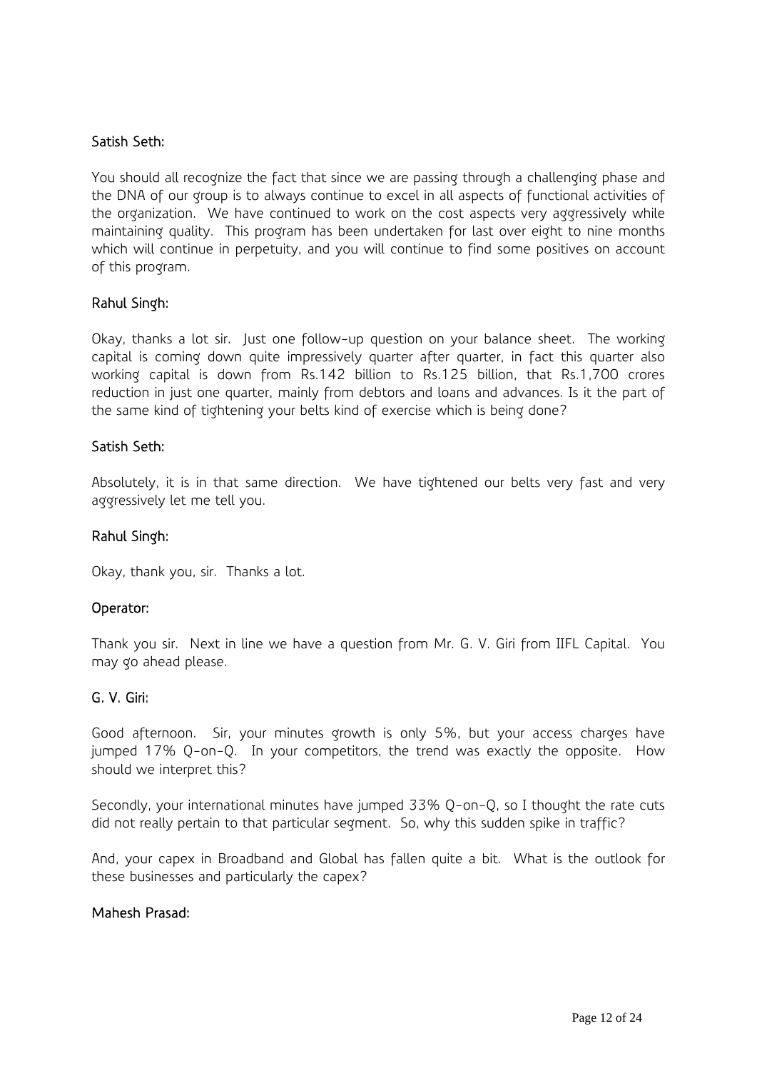**Satish Seth:**

You should all recognize the fact that since we are passing through a challenging phase and the DNA of our group is to always continue to excel in all aspects of functional activities of the organization. We have continued to work on the cost aspects very aggressively while maintaining quality. This program has been undertaken for last over eight to nine months which will continue in perpetuity, and you will continue to find some positives on account of this program.

**Rahul Singh:**

Okay, thanks a lot sir. Just one follow-up question on your balance sheet. The working capital is coming down quite impressively quarter after quarter, in fact this quarter also working capital is down from Rs.142 billion to Rs.125 billion, that Rs.1,700 crores reduction in just one quarter, mainly from debtors and loans and advances. Is it the part of the same kind of tightening your belts kind of exercise which is being done?

**Satish Seth:**

Absolutely, it is in that same direction. We have tightened our belts very fast and very aggressively let me tell you.

**Rahul Singh:**

Okay, thank you, sir. Thanks a lot.

**Operator:**

Thank you sir. Next in line we have a question from Mr. G. V. Giri from IIFL Capital. You may go ahead please.

**G. V. Giri:**

Good afternoon. Sir, your minutes growth is only 5%, but your access charges have jumped 17% Q-on-Q. In your competitors, the trend was exactly the opposite. How should we interpret this?

Secondly, your international minutes have jumped 33% Q-on-Q, so I thought the rate cuts did not really pertain to that particular segment. So, why this sudden spike in traffic?

And, your capex in Broadband and Global has fallen quite a bit. What is the outlook for these businesses and particularly the capex?

**Mahesh Prasad:**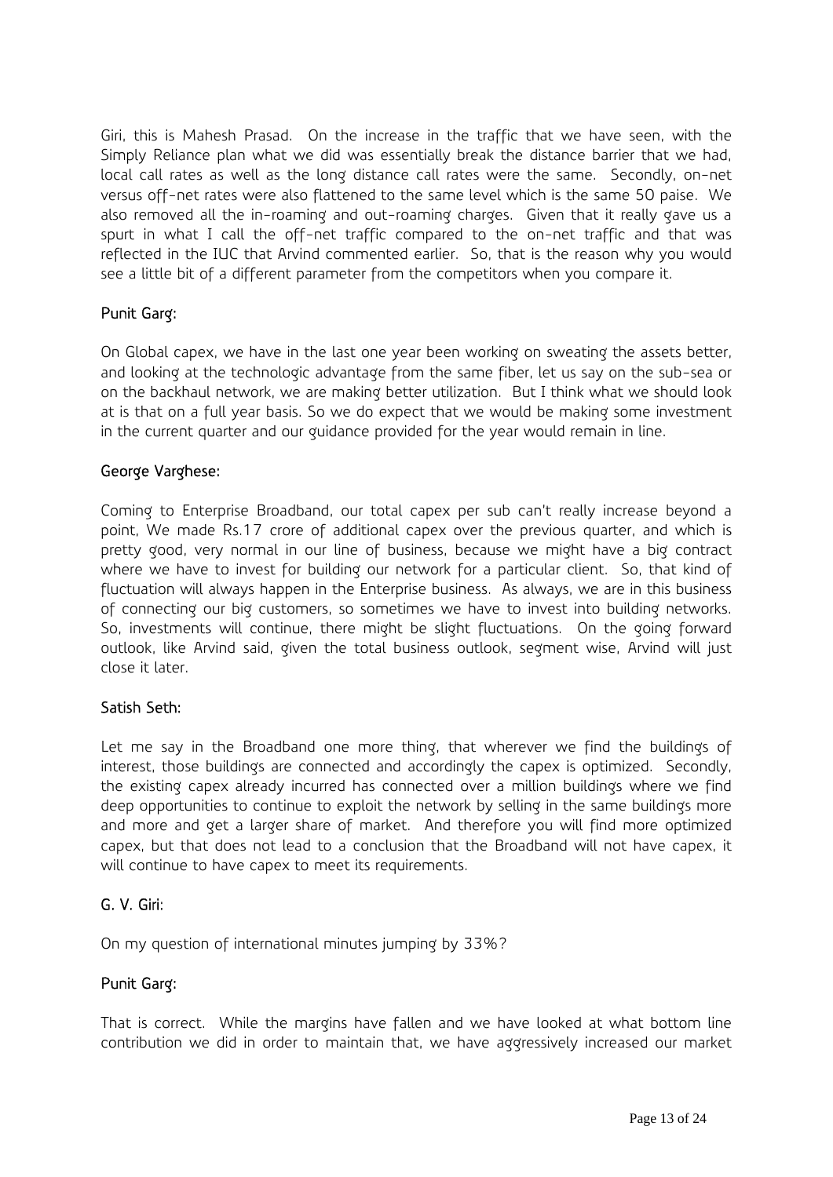Giri, this is Mahesh Prasad. On the increase in the traffic that we have seen, with the Simply Reliance plan what we did was essentially break the distance barrier that we had, local call rates as well as the long distance call rates were the same. Secondly, on-net versus off-net rates were also flattened to the same level which is the same 50 paise. We also removed all the in-roaming and out-roaming charges. Given that it really gave us a spurt in what I call the off-net traffic compared to the on-net traffic and that was reflected in the IUC that Arvind commented earlier. So, that is the reason why you would see a little bit of a different parameter from the competitors when you compare it.

**Punit Garg:**

On Global capex, we have in the last one year been working on sweating the assets better, and looking at the technologic advantage from the same fiber, let us say on the sub-sea or on the backhaul network, we are making better utilization. But I think what we should look at is that on a full year basis. So we do expect that we would be making some investment in the current quarter and our guidance provided for the year would remain in line.

**George Varghese:**

Coming to Enterprise Broadband, our total capex per sub can't really increase beyond a point, We made Rs.17 crore of additional capex over the previous quarter, and which is pretty good, very normal in our line of business, because we might have a big contract where we have to invest for building our network for a particular client. So, that kind of fluctuation will always happen in the Enterprise business. As always, we are in this business of connecting our big customers, so sometimes we have to invest into building networks. So, investments will continue, there might be slight fluctuations. On the going forward outlook, like Arvind said, given the total business outlook, segment wise, Arvind will just close it later.

**Satish Seth:**

Let me say in the Broadband one more thing, that wherever we find the buildings of interest, those buildings are connected and accordingly the capex is optimized. Secondly, the existing capex already incurred has connected over a million buildings where we find deep opportunities to continue to exploit the network by selling in the same buildings more and more and get a larger share of market. And therefore you will find more optimized capex, but that does not lead to a conclusion that the Broadband will not have capex, it will continue to have capex to meet its requirements.

**G. V. Giri:**

On my question of international minutes jumping by 33%?

**Punit Garg:**

That is correct. While the margins have fallen and we have looked at what bottom line contribution we did in order to maintain that, we have aggressively increased our market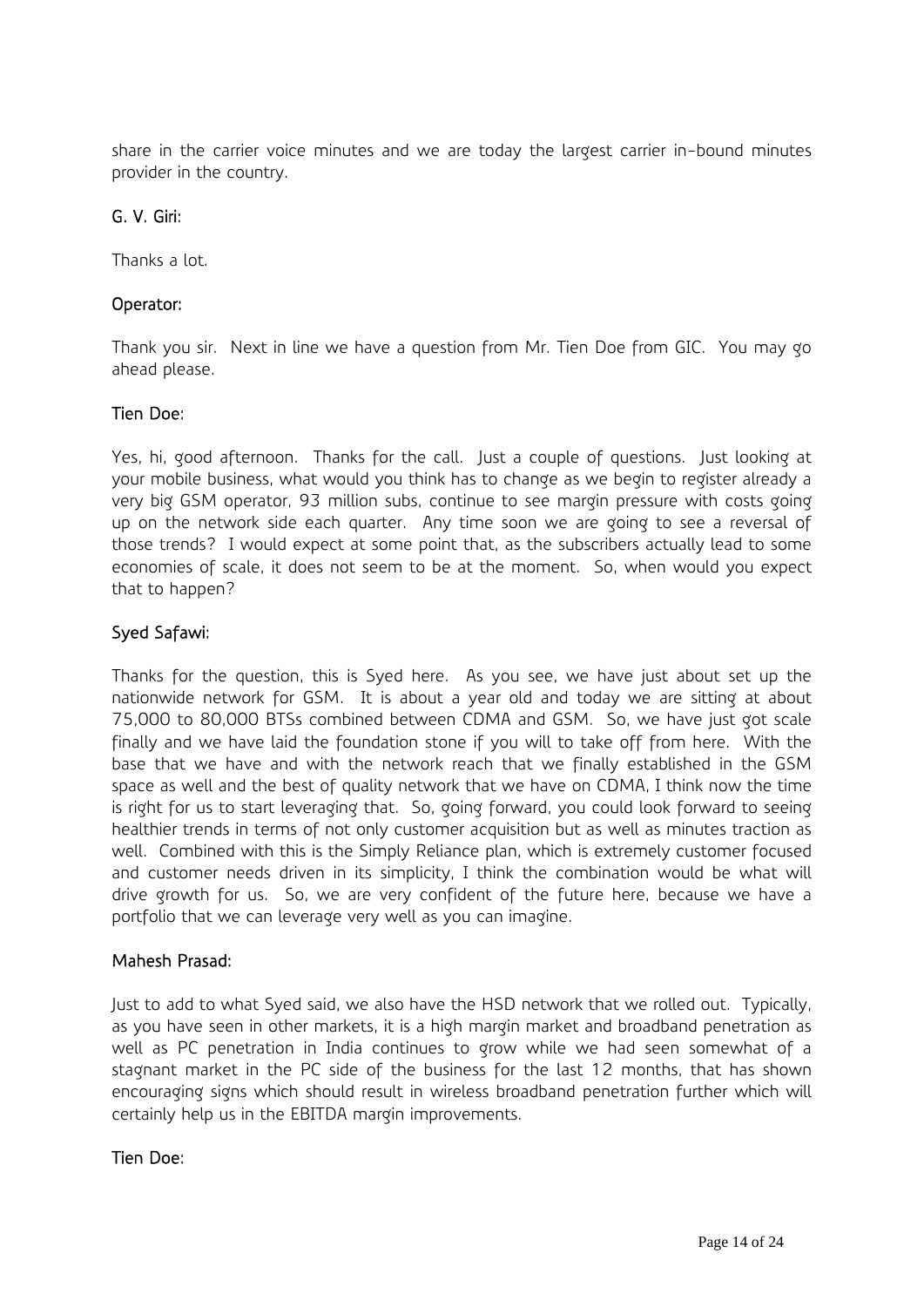share in the carrier voice minutes and we are today the largest carrier in-bound minutes provider in the country.

**G. V. Giri:**

Thanks a lot.

**Operator:**

Thank you sir. Next in line we have a question from Mr. Tien Doe from GIC. You may go ahead please.

**Tien Doe:**

Yes, hi, good afternoon. Thanks for the call. Just a couple of questions. Just looking at your mobile business, what would you think has to change as we begin to register already a very big GSM operator, 93 million subs, continue to see margin pressure with costs going up on the network side each quarter. Any time soon we are going to see a reversal of those trends? I would expect at some point that, as the subscribers actually lead to some economies of scale, it does not seem to be at the moment. So, when would you expect that to happen?

**Syed Safawi:**

Thanks for the question, this is Syed here. As you see, we have just about set up the nationwide network for GSM. It is about a year old and today we are sitting at about 75,000 to 80,000 BTSs combined between CDMA and GSM. So, we have just got scale finally and we have laid the foundation stone if you will to take off from here. With the base that we have and with the network reach that we finally established in the GSM space as well and the best of quality network that we have on CDMA, I think now the time is right for us to start leveraging that. So, going forward, you could look forward to seeing healthier trends in terms of not only customer acquisition but as well as minutes traction as well. Combined with this is the Simply Reliance plan, which is extremely customer focused and customer needs driven in its simplicity, I think the combination would be what will drive growth for us. So, we are very confident of the future here, because we have a portfolio that we can leverage very well as you can imagine.

**Mahesh Prasad:**

Just to add to what Syed said, we also have the HSD network that we rolled out. Typically, as you have seen in other markets, it is a high margin market and broadband penetration as well as PC penetration in India continues to grow while we had seen somewhat of a stagnant market in the PC side of the business for the last 12 months, that has shown encouraging signs which should result in wireless broadband penetration further which will certainly help us in the EBITDA margin improvements.

**Tien Doe:**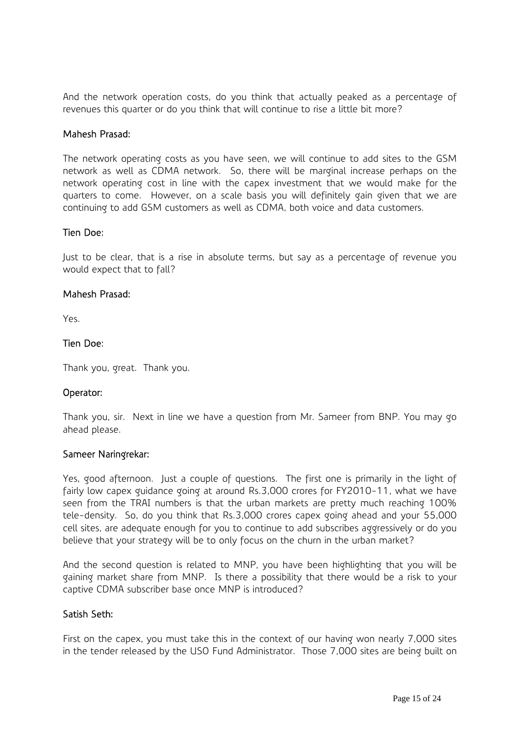And the network operation costs, do you think that actually peaked as a percentage of revenues this quarter or do you think that will continue to rise a little bit more?

**Mahesh Prasad:**

The network operating costs as you have seen, we will continue to add sites to the GSM network as well as CDMA network. So, there will be marginal increase perhaps on the network operating cost in line with the capex investment that we would make for the quarters to come. However, on a scale basis you will definitely gain given that we are continuing to add GSM customers as well as CDMA, both voice and data customers.

**Tien Doe:**

Just to be clear, that is a rise in absolute terms, but say as a percentage of revenue you would expect that to fall?

**Mahesh Prasad:**

Yes.

**Tien Doe:**

Thank you, great. Thank you.

**Operator:**

Thank you, sir. Next in line we have a question from Mr. Sameer from BNP. You may go ahead please.

**Sameer Naringrekar:**

Yes, good afternoon. Just a couple of questions. The first one is primarily in the light of fairly low capex guidance going at around Rs.3,000 crores for FY2010-11, what we have seen from the TRAI numbers is that the urban markets are pretty much reaching 100% tele-density. So, do you think that Rs.3,000 crores capex going ahead and your 55,000 cell sites, are adequate enough for you to continue to add subscribes aggressively or do you believe that your strategy will be to only focus on the churn in the urban market?

And the second question is related to MNP, you have been highlighting that you will be gaining market share from MNP. Is there a possibility that there would be a risk to your captive CDMA subscriber base once MNP is introduced?

**Satish Seth:**

First on the capex, you must take this in the context of our having won nearly 7,000 sites in the tender released by the USO Fund Administrator. Those 7,000 sites are being built on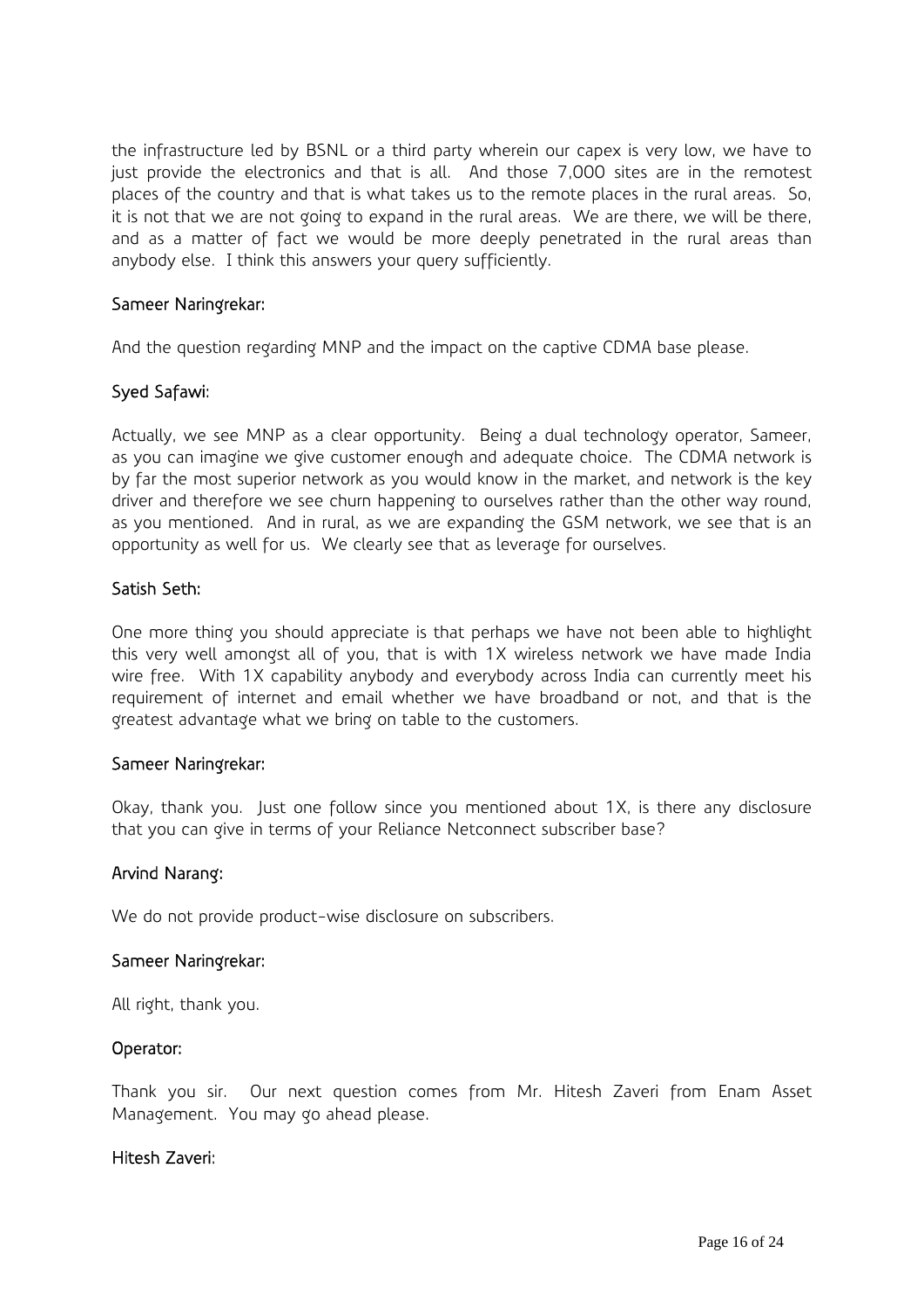the infrastructure led by BSNL or a third party wherein our capex is very low, we have to just provide the electronics and that is all. And those 7,000 sites are in the remotest places of the country and that is what takes us to the remote places in the rural areas. So, it is not that we are not going to expand in the rural areas. We are there, we will be there, and as a matter of fact we would be more deeply penetrated in the rural areas than anybody else. I think this answers your query sufficiently.

**Sameer Naringrekar:**

And the question regarding MNP and the impact on the captive CDMA base please.

**Syed Safawi:**

Actually, we see MNP as a clear opportunity. Being a dual technology operator, Sameer, as you can imagine we give customer enough and adequate choice. The CDMA network is by far the most superior network as you would know in the market, and network is the key driver and therefore we see churn happening to ourselves rather than the other way round, as you mentioned. And in rural, as we are expanding the GSM network, we see that is an opportunity as well for us. We clearly see that as leverage for ourselves.

**Satish Seth:**

One more thing you should appreciate is that perhaps we have not been able to highlight this very well amongst all of you, that is with 1X wireless network we have made India wire free. With 1X capability anybody and everybody across India can currently meet his requirement of internet and email whether we have broadband or not, and that is the greatest advantage what we bring on table to the customers.

**Sameer Naringrekar:**

Okay, thank you. Just one follow since you mentioned about 1X, is there any disclosure that you can give in terms of your Reliance Netconnect subscriber base?

**Arvind Narang:**

We do not provide product-wise disclosure on subscribers.

**Sameer Naringrekar:**

All right, thank you.

**Operator:**

Thank you sir. Our next question comes from Mr. Hitesh Zaveri from Enam Asset Management. You may go ahead please.

**Hitesh Zaveri:**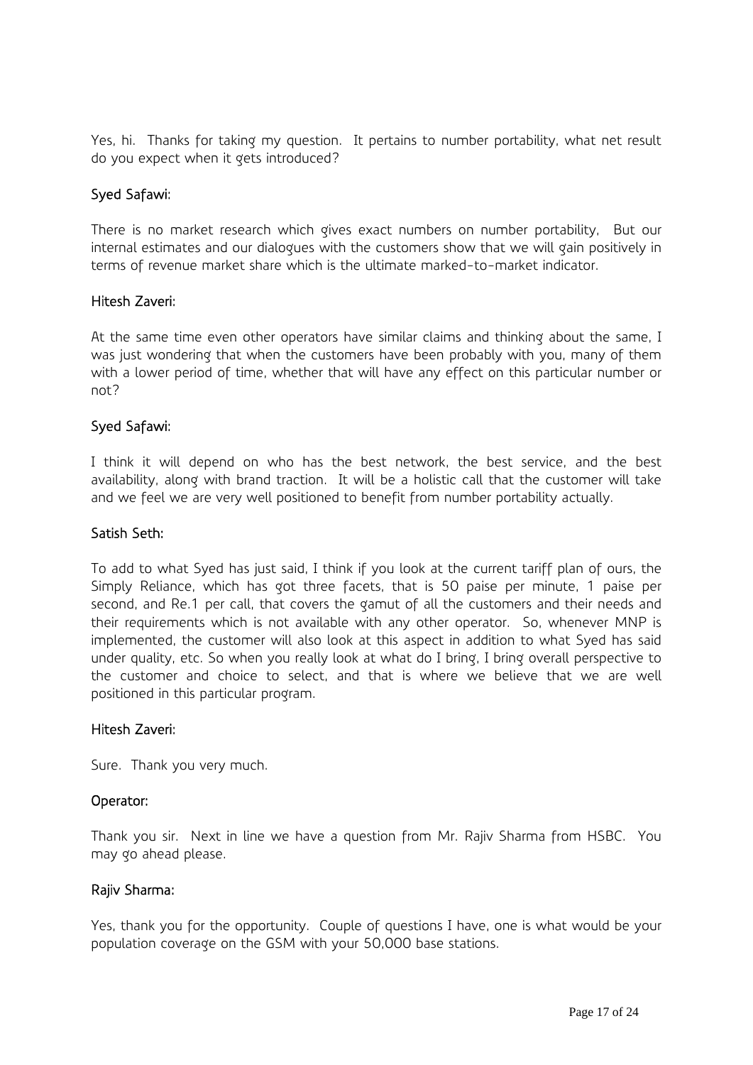Yes, hi. Thanks for taking my question. It pertains to number portability, what net result do you expect when it gets introduced?

**Syed Safawi:**

There is no market research which gives exact numbers on number portability, But our internal estimates and our dialogues with the customers show that we will gain positively in terms of revenue market share which is the ultimate marked-to-market indicator.

**Hitesh Zaveri:**

At the same time even other operators have similar claims and thinking about the same, I was just wondering that when the customers have been probably with you, many of them with a lower period of time, whether that will have any effect on this particular number or not?

**Syed Safawi:**

I think it will depend on who has the best network, the best service, and the best availability, along with brand traction. It will be a holistic call that the customer will take and we feel we are very well positioned to benefit from number portability actually.

**Satish Seth:**

To add to what Syed has just said, I think if you look at the current tariff plan of ours, the Simply Reliance, which has got three facets, that is 50 paise per minute, 1 paise per second, and Re.1 per call, that covers the gamut of all the customers and their needs and their requirements which is not available with any other operator. So, whenever MNP is implemented, the customer will also look at this aspect in addition to what Syed has said under quality, etc. So when you really look at what do I bring, I bring overall perspective to the customer and choice to select, and that is where we believe that we are well positioned in this particular program.

**Hitesh Zaveri:**

Sure. Thank you very much.

**Operator:**

Thank you sir. Next in line we have a question from Mr. Rajiv Sharma from HSBC. You may go ahead please.

**Rajiv Sharma:**

Yes, thank you for the opportunity. Couple of questions I have, one is what would be your population coverage on the GSM with your 50,000 base stations.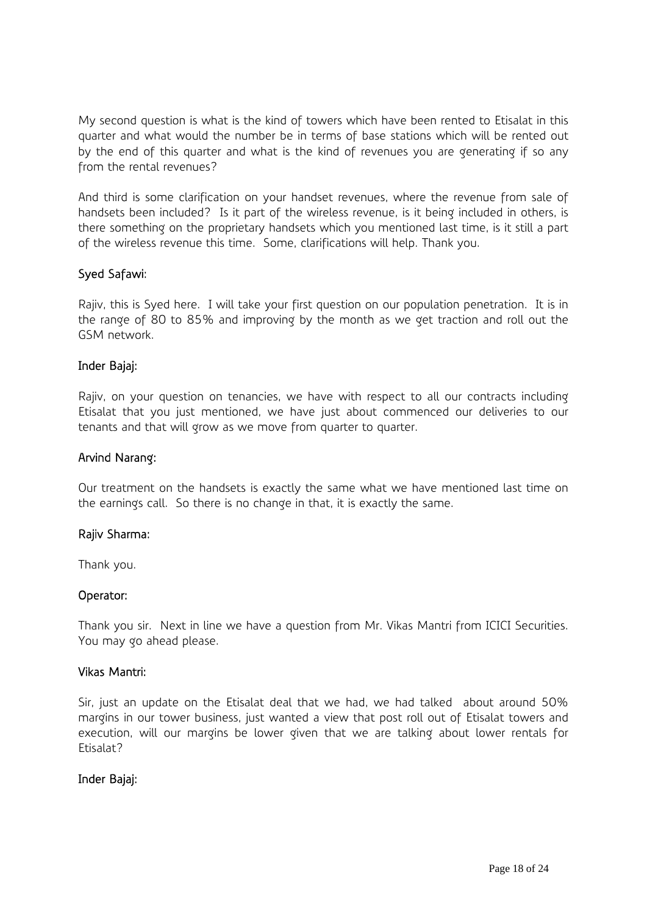My second question is what is the kind of towers which have been rented to Etisalat in this quarter and what would the number be in terms of base stations which will be rented out by the end of this quarter and what is the kind of revenues you are generating if so any from the rental revenues?

And third is some clarification on your handset revenues, where the revenue from sale of handsets been included? Is it part of the wireless revenue, is it being included in others, is there something on the proprietary handsets which you mentioned last time, is it still a part of the wireless revenue this time. Some, clarifications will help. Thank you.

**Syed Safawi:**

Rajiv, this is Syed here. I will take your first question on our population penetration. It is in the range of 80 to 85% and improving by the month as we get traction and roll out the GSM network.

**Inder Bajaj:**

Rajiv, on your question on tenancies, we have with respect to all our contracts including Etisalat that you just mentioned, we have just about commenced our deliveries to our tenants and that will grow as we move from quarter to quarter.

**Arvind Narang:**

Our treatment on the handsets is exactly the same what we have mentioned last time on the earnings call. So there is no change in that, it is exactly the same.

**Rajiv Sharma:**

Thank you.

**Operator:**

Thank you sir. Next in line we have a question from Mr. Vikas Mantri from ICICI Securities. You may go ahead please.

**Vikas Mantri:**

Sir, just an update on the Etisalat deal that we had, we had talked about around 50% margins in our tower business, just wanted a view that post roll out of Etisalat towers and execution, will our margins be lower given that we are talking about lower rentals for Etisalat?

**Inder Bajaj:**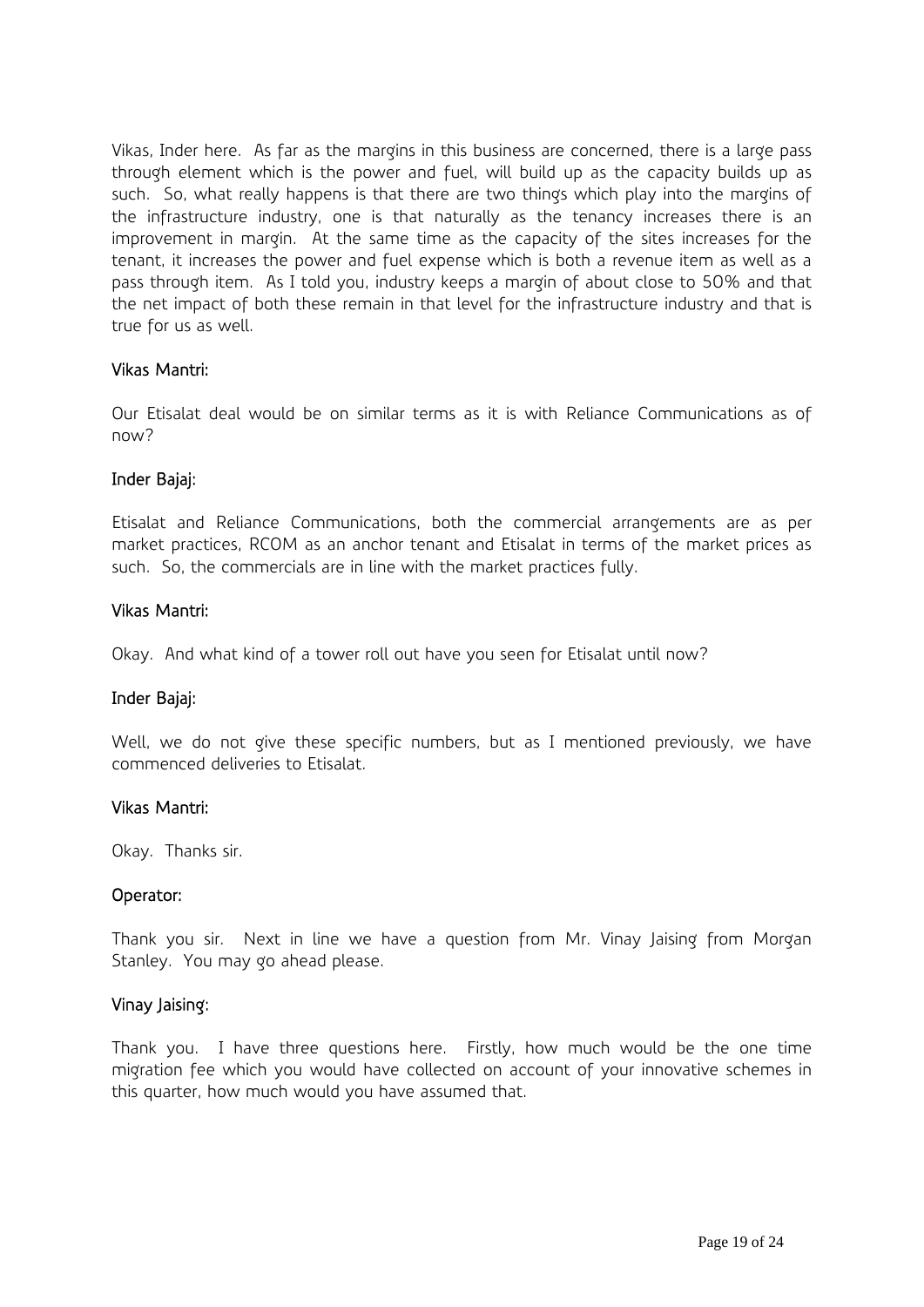Vikas, Inder here. As far as the margins in this business are concerned, there is a large pass through element which is the power and fuel, will build up as the capacity builds up as such. So, what really happens is that there are two things which play into the margins of the infrastructure industry, one is that naturally as the tenancy increases there is an improvement in margin. At the same time as the capacity of the sites increases for the tenant, it increases the power and fuel expense which is both a revenue item as well as a pass through item. As I told you, industry keeps a margin of about close to 50% and that the net impact of both these remain in that level for the infrastructure industry and that is true for us as well.

**Vikas Mantri:**

Our Etisalat deal would be on similar terms as it is with Reliance Communications as of now?

**Inder Bajaj:**

Etisalat and Reliance Communications, both the commercial arrangements are as per market practices, RCOM as an anchor tenant and Etisalat in terms of the market prices as such. So, the commercials are in line with the market practices fully.

**Vikas Mantri:**

Okay. And what kind of a tower roll out have you seen for Etisalat until now?

**Inder Bajaj:**

Well, we do not give these specific numbers, but as I mentioned previously, we have commenced deliveries to Etisalat.

**Vikas Mantri:**

Okay. Thanks sir.

**Operator:**

Thank you sir. Next in line we have a question from Mr. Vinay Jaising from Morgan Stanley. You may go ahead please.

**Vinay Jaising:**

Thank you. I have three questions here. Firstly, how much would be the one time migration fee which you would have collected on account of your innovative schemes in this quarter, how much would you have assumed that.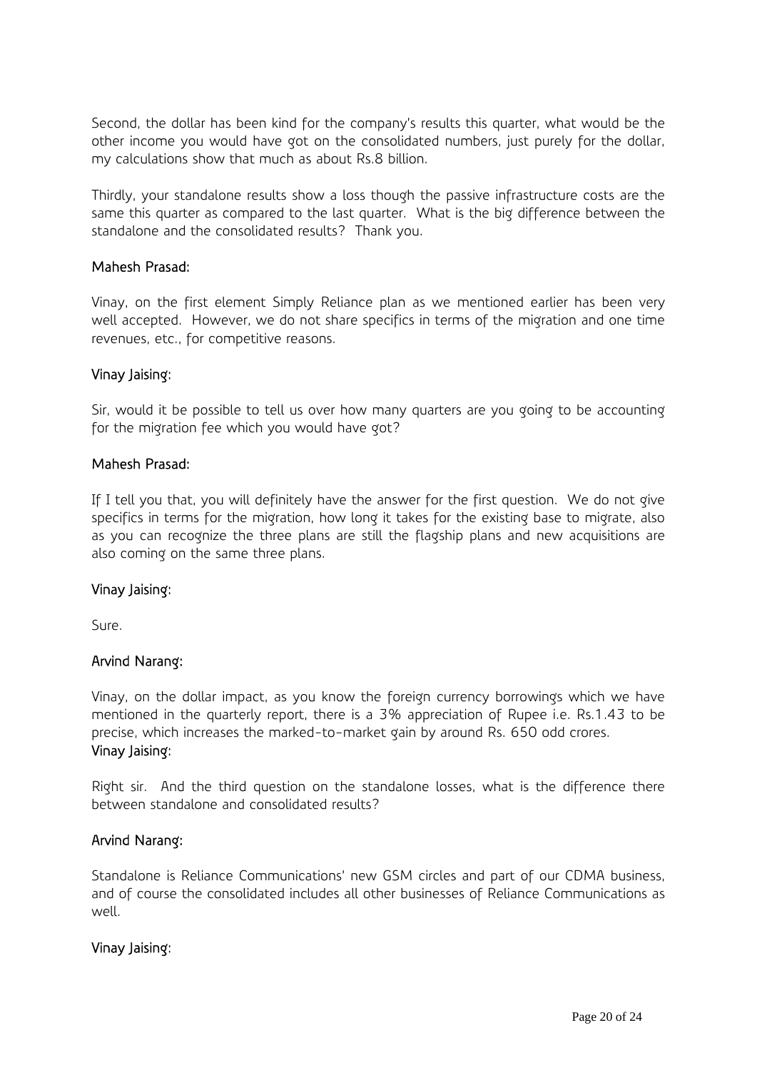Second, the dollar has been kind for the company's results this quarter, what would be the other income you would have got on the consolidated numbers, just purely for the dollar, my calculations show that much as about Rs.8 billion.

Thirdly, your standalone results show a loss though the passive infrastructure costs are the same this quarter as compared to the last quarter. What is the big difference between the standalone and the consolidated results? Thank you.

**Mahesh Prasad:**

Vinay, on the first element Simply Reliance plan as we mentioned earlier has been very well accepted. However, we do not share specifics in terms of the migration and one time revenues, etc., for competitive reasons.

**Vinay Jaising:**

Sir, would it be possible to tell us over how many quarters are you going to be accounting for the migration fee which you would have got?

**Mahesh Prasad:**

If I tell you that, you will definitely have the answer for the first question. We do not give specifics in terms for the migration, how long it takes for the existing base to migrate, also as you can recognize the three plans are still the flagship plans and new acquisitions are also coming on the same three plans.

**Vinay Jaising:**

Sure.

**Arvind Narang:**

Vinay, on the dollar impact, as you know the foreign currency borrowings which we have mentioned in the quarterly report, there is a 3% appreciation of Rupee i.e. Rs.1.43 to be precise, which increases the marked-to-market gain by around Rs. 650 odd crores.

**Vinay Jaising:**

Right sir. And the third question on the standalone losses, what is the difference there between standalone and consolidated results?

**Arvind Narang:**

Standalone is Reliance Communications' new GSM circles and part of our CDMA business, and of course the consolidated includes all other businesses of Reliance Communications as well.

**Vinay Jaising:**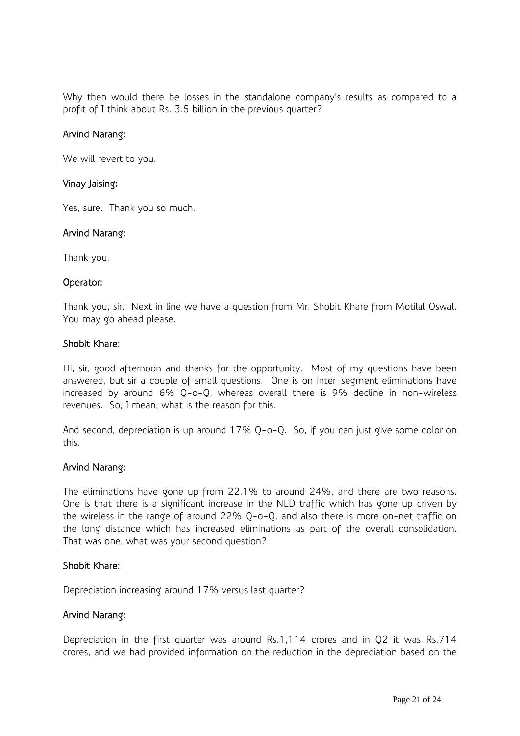Why then would there be losses in the standalone company's results as compared to a profit of I think about Rs. 3.5 billion in the previous quarter?

**Arvind Narang:**

We will revert to you.

**Vinay Jaising:**

Yes, sure. Thank you so much.

**Arvind Narang:**

Thank you.

**Operator:**

Thank you, sir. Next in line we have a question from Mr. Shobit Khare from Motilal Oswal. You may go ahead please.

**Shobit Khare:**

Hi, sir, good afternoon and thanks for the opportunity. Most of my questions have been answered, but sir a couple of small questions. One is on inter-segment eliminations have increased by around 6% Q-o-Q, whereas overall there is 9% decline in non-wireless revenues. So, I mean, what is the reason for this.

And second, depreciation is up around 17% Q-o-Q. So, if you can just give some color on this.

**Arvind Narang:**

The eliminations have gone up from 22.1% to around 24%, and there are two reasons. One is that there is a significant increase in the NLD traffic which has gone up driven by the wireless in the range of around 22% Q-o-Q, and also there is more on-net traffic on the long distance which has increased eliminations as part of the overall consolidation. That was one, what was your second question?

**Shobit Khare:**

Depreciation increasing around 17% versus last quarter?

**Arvind Narang:**

Depreciation in the first quarter was around Rs.1,114 crores and in Q2 it was Rs.714 crores, and we had provided information on the reduction in the depreciation based on the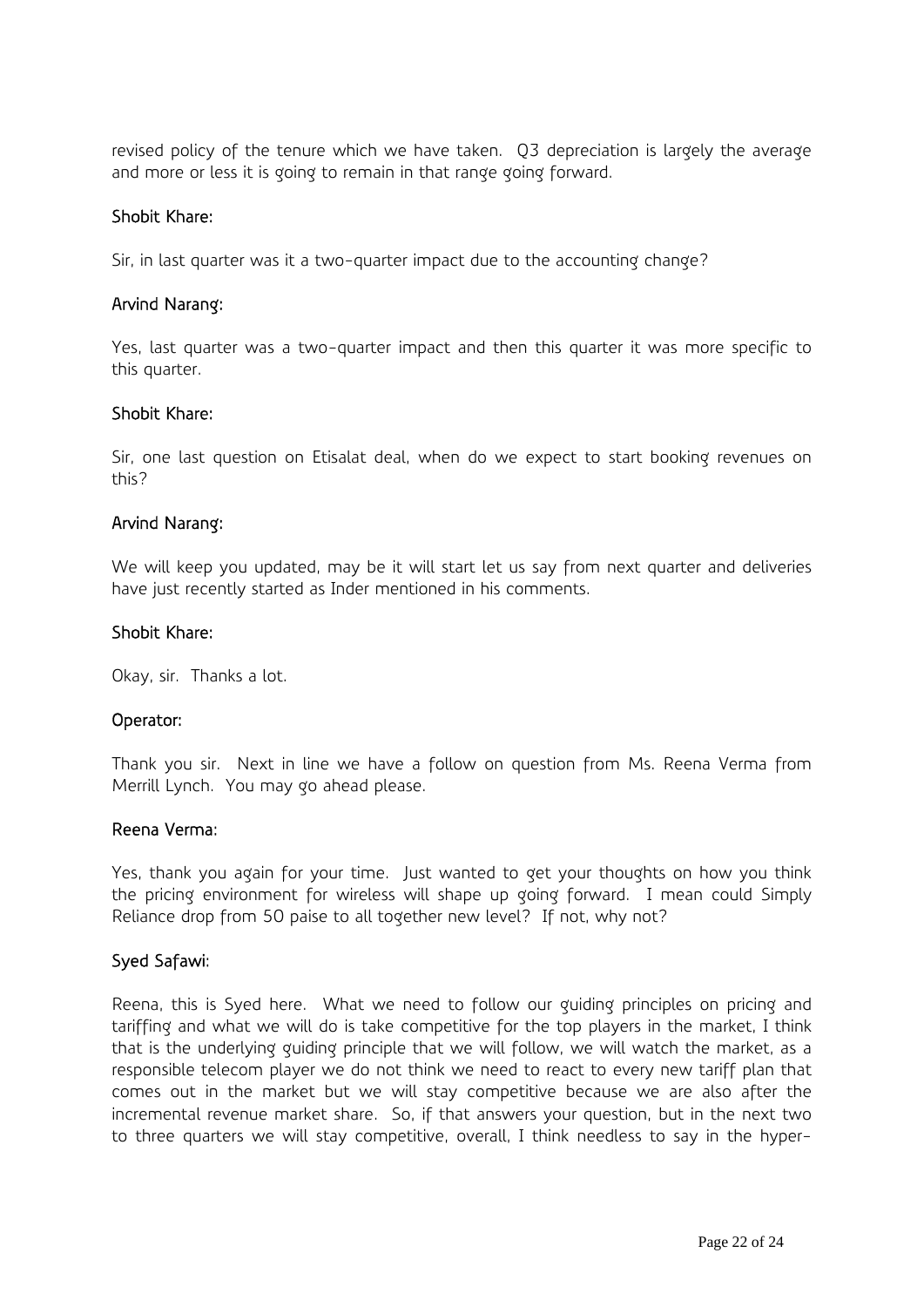revised policy of the tenure which we have taken. Q3 depreciation is largely the average and more or less it is going to remain in that range going forward.

**Shobit Khare:**

Sir, in last quarter was it a two-quarter impact due to the accounting change?

**Arvind Narang:**

Yes, last quarter was a two-quarter impact and then this quarter it was more specific to this quarter.

**Shobit Khare:**

Sir, one last question on Etisalat deal, when do we expect to start booking revenues on this?

**Arvind Narang:**

We will keep you updated, may be it will start let us say from next quarter and deliveries have just recently started as Inder mentioned in his comments.

**Shobit Khare:**

Okay, sir. Thanks a lot.

**Operator:**

Thank you sir. Next in line we have a follow on question from Ms. Reena Verma from Merrill Lynch. You may go ahead please.

**Reena Verma:**

Yes, thank you again for your time. Just wanted to get your thoughts on how you think the pricing environment for wireless will shape up going forward. I mean could Simply Reliance drop from 50 paise to all together new level? If not, why not?

**Syed Safawi:**

Reena, this is Syed here. What we need to follow our guiding principles on pricing and tariffing and what we will do is take competitive for the top players in the market, I think that is the underlying guiding principle that we will follow, we will watch the market, as a responsible telecom player we do not think we need to react to every new tariff plan that comes out in the market but we will stay competitive because we are also after the incremental revenue market share. So, if that answers your question, but in the next two to three quarters we will stay competitive, overall, I think needless to say in the hyper-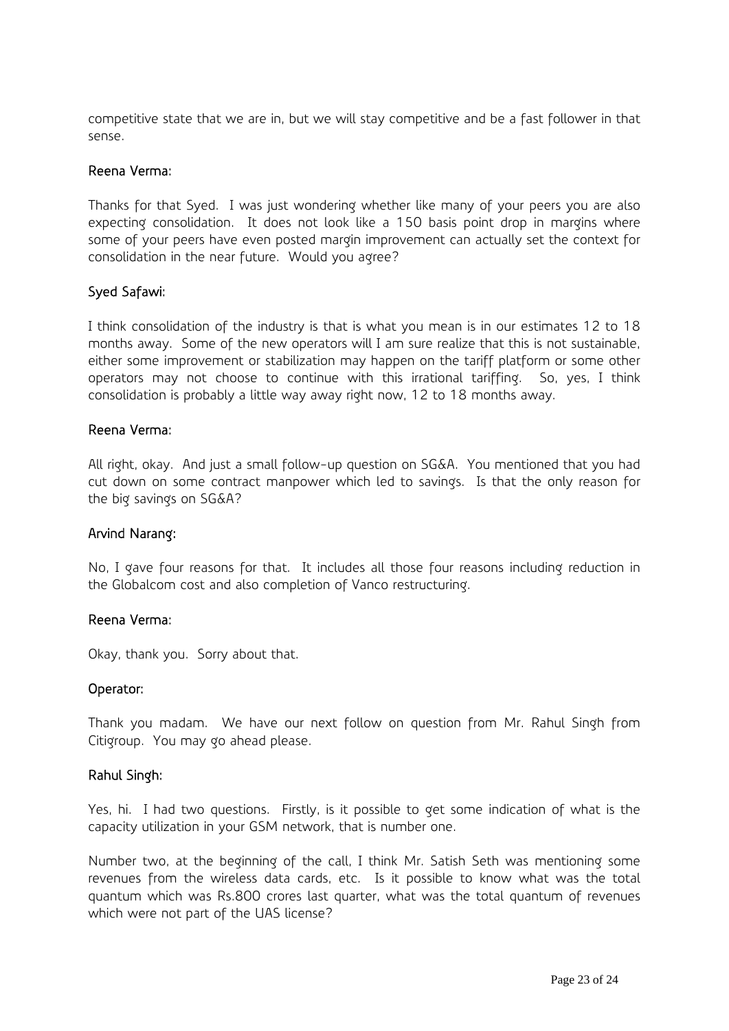competitive state that we are in, but we will stay competitive and be a fast follower in that sense.

**Reena Verma:**

Thanks for that Syed. I was just wondering whether like many of your peers you are also expecting consolidation. It does not look like a 150 basis point drop in margins where some of your peers have even posted margin improvement can actually set the context for consolidation in the near future. Would you agree?

**Syed Safawi:**

I think consolidation of the industry is that is what you mean is in our estimates 12 to 18 months away. Some of the new operators will I am sure realize that this is not sustainable, either some improvement or stabilization may happen on the tariff platform or some other operators may not choose to continue with this irrational tariffing. So, yes, I think consolidation is probably a little way away right now, 12 to 18 months away.

**Reena Verma:**

All right, okay. And just a small follow-up question on SG&A. You mentioned that you had cut down on some contract manpower which led to savings. Is that the only reason for the big savings on SG&A?

**Arvind Narang:**

No, I gave four reasons for that. It includes all those four reasons including reduction in the Globalcom cost and also completion of Vanco restructuring.

**Reena Verma:**

Okay, thank you. Sorry about that.

**Operator:**

Thank you madam. We have our next follow on question from Mr. Rahul Singh from Citigroup. You may go ahead please.

**Rahul Singh:**

Yes, hi. I had two questions. Firstly, is it possible to get some indication of what is the capacity utilization in your GSM network, that is number one.

Number two, at the beginning of the call, I think Mr. Satish Seth was mentioning some revenues from the wireless data cards, etc. Is it possible to know what was the total quantum which was Rs.800 crores last quarter, what was the total quantum of revenues which were not part of the UAS license?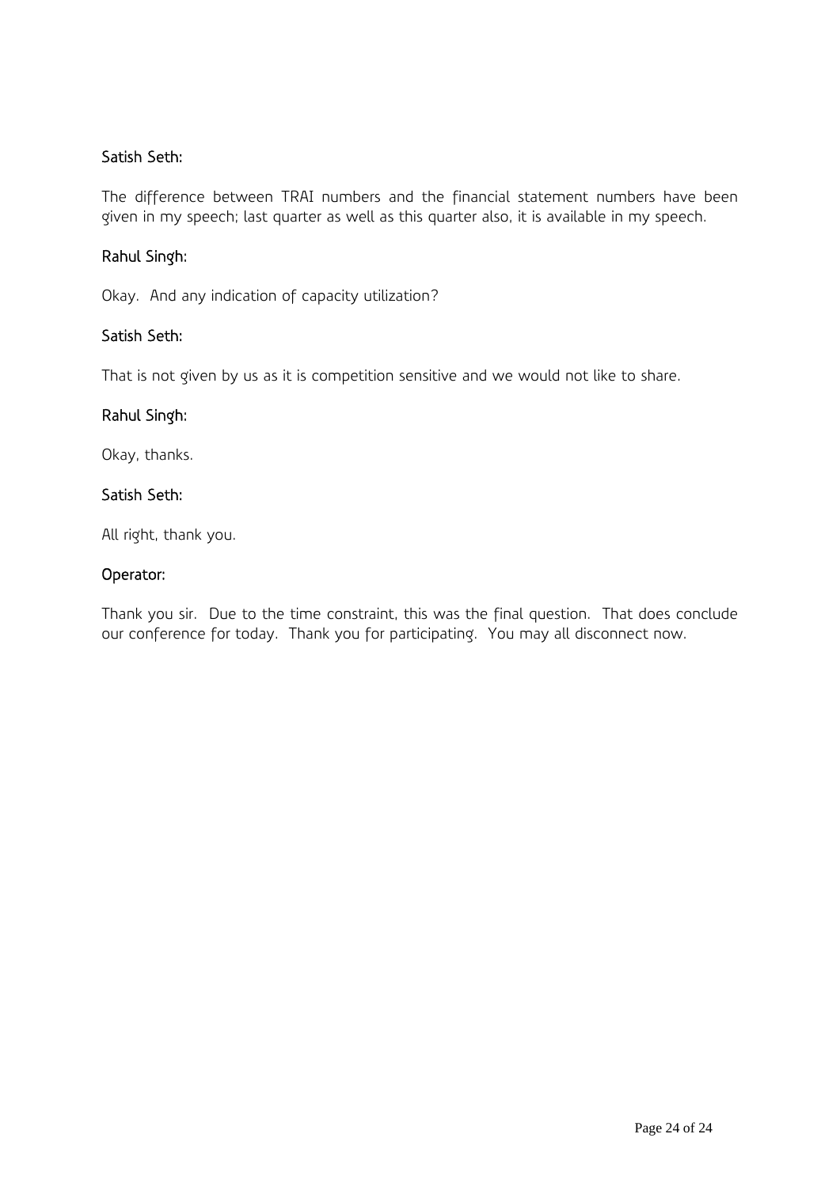**Satish Seth:**

The difference between TRAI numbers and the financial statement numbers have been given in my speech; last quarter as well as this quarter also, it is available in my speech.

**Rahul Singh:**

Okay. And any indication of capacity utilization?

**Satish Seth:**

That is not given by us as it is competition sensitive and we would not like to share.

**Rahul Singh:**

Okay, thanks.

**Satish Seth:**

All right, thank you.

**Operator:**

Thank you sir. Due to the time constraint, this was the final question. That does conclude our conference for today. Thank you for participating. You may all disconnect now.